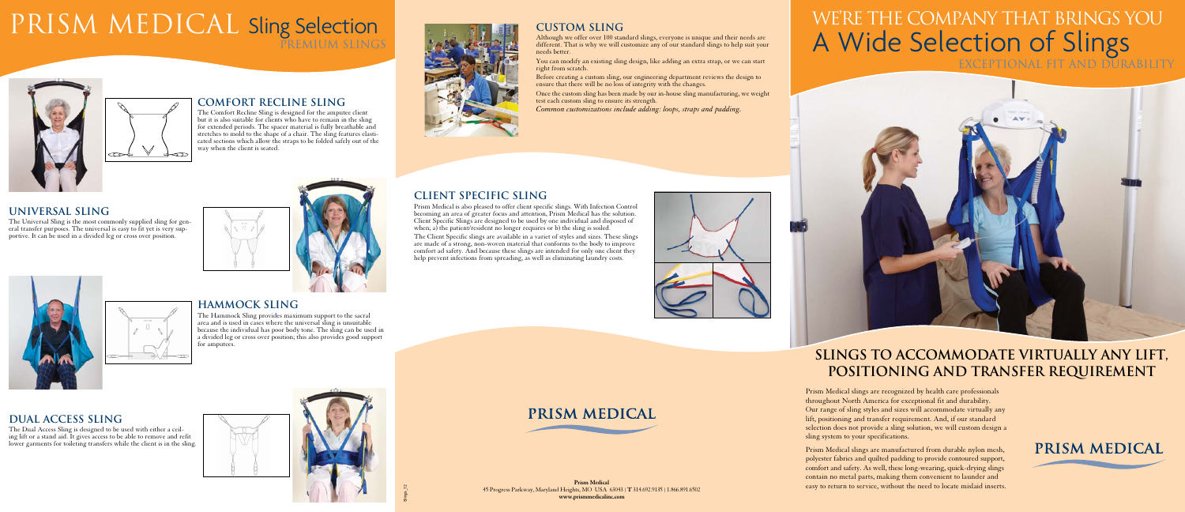# PRISM MEDICAL Sling Selection

PREMIUM SLINGS

## COMFORT RECLINE SLING

The Comfort Recline Sling is designed for the amputee client but it is also suitable for clients who have to remain in the sling for extended periods. The spacer material is fully breathable and stretches to mold to the shape of a chair. The sling features elasticated sections which allow the straps to be folded safely out of the way when the client is seated.

## UNIVERSAL SLING

The Universal Sling is the most commonly supplied sling for general transfer purposes. The universal is easy to fit yet is very supportive. It can be used in a divided leg or cross over position.

## HAMMOCK SLING

The Hammock Sling provides maximum support to the sacral area and is used in cases where the universal sling is unsuitable because the individual has poor body tone. The sling can be used in a divided leg or cross over position; this also provides good support for amputees.

## DUAL ACCESS SLING

The Dual Access Sling is designed to be used with either a ceiling lift or a stand aid. It gives access to be able to remove and refit lower garments for toileting transfers while the client is in the sling.

## CUSTOM SLING

Although we offer over 100 standard slings, everyone is unique and their needs are different. That is why we will customize any of our standard slings to help suit your needs better.

You can modify an existing sling design, like adding an extra strap, or we can start right from scratch.

Before creating a custom sling, our engineering department reviews the design to ensure that there will be no loss of integrity with the changes.

Once the custom sling has been made by our in-house sling manufacturing, we weight test each custom sling to ensure its strength.

*Common customizations include adding: loops, straps and padding.*

## CLIENT SPECIFIC SLING

Prism Medical is also pleased to offer client specific slings. With Infection Control becoming an area of greater focus and attention, Prism Medical has the solution. Client Specific Slings are designed to be used by one individual and disposed of when; a) the patient/resident no longer requires or b) the sling is soiled.

The Client Specific slings are available in a variet of styles and sizes. These slings are made of a strong, non-woven material that conforms to the body to improve comfort ad safety. And because these slings are intended for only one client they help prevent infections from spreading, as well as eliminating laundry costs.

**PRISM MEDICAL**

**Prism Medical**
45 Progress Parkway, Maryland Heights, MO USA 63043 | T 314.692.9135 | 1.866.891.6502
**www.prismmedicalinc.com**

# WE'RE THE COMPANY THAT BRINGS YOU A Wide Selection of Slings

EXCEPTIONAL FIT AND DURABILITY

## SLINGS TO ACCOMMODATE VIRTUALLY ANY LIFT, POSITIONING AND TRANSFER REQUIREMENT

Prism Medical slings are recognized by health care professionals throughout North America for exceptional fit and durability. Our range of sling styles and sizes will accommodate virtually any lift, positioning and transfer requirement. And, if our standard selection does not provide a sling solution, we will custom design a sling system to your specifications.

Prism Medical slings are manufactured from durable nylon mesh, polyester fabrics and quilted padding to provide contoured support, comfort and safety. As well, these long-wearing, quick-drying slings contain no metal parts, making them convenient to launder and easy to return to service, without the need to locate mislaid inserts.

**PRISM MEDICAL**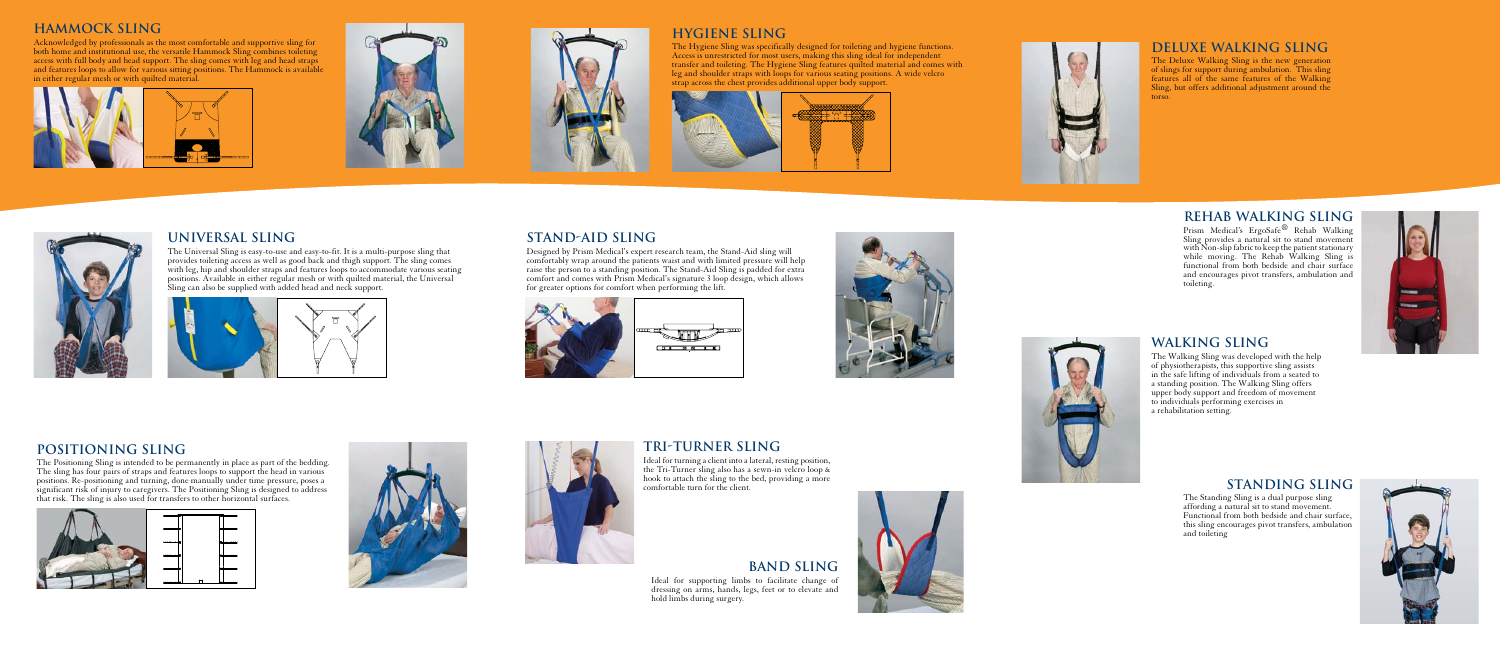## HAMMOCK SLING

Acknowledged by professionals as the most comfortable and supportive sling for both home and institutional use, the versatile Hammock Sling combines toileting access with full body and head support. The sling comes with leg and head straps and features loops to allow for various sitting positions. The Hammock is available in either regular mesh or with quilted material.

## HYGIENE SLING

The Hygiene Sling was specifically designed for toileting and hygiene functions. Access is unrestricted for most users, making this sling ideal for independent transfer and toileting. The Hygiene Sling features quilted material and comes with leg and shoulder straps with loops for various seating positions. A wide velcro strap across the chest provides additional upper body support.

## DELUXE WALKING SLING

The Deluxe Walking Sling is the new generation of slings for support during ambulation. This sling features all of the same features of the Walking Sling, but offers additional adjustment around the torso.

## UNIVERSAL SLING

The Universal Sling is easy-to-use and easy-to-fit. It is a multi-purpose sling that provides toileting access as well as good back and thigh support. The sling comes with leg, hip and shoulder straps and features loops to accommodate various seating positions. Available in either regular mesh or with quilted material, the Universal Sling can also be supplied with added head and neck support.

## STAND-AID SLING

Designed by Prism Medical's expert research team, the Stand-Aid sling will comfortably wrap around the patients waist and with limited pressure will help raise the person to a standing position. The Stand-Aid Sling is padded for extra comfort and comes with Prism Medical's signature 3 loop design, which allows for greater options for comfort when performing the lift.

## REHAB WALKING SLING

Prism Medical's ErgoSafe® Rehab Walking Sling provides a natural sit to stand movement with Non-slip fabric to keep the patient stationary while moving. The Rehab Walking Sling is functional from both bedside and chair surface and encourages pivot transfers, ambulation and toileting.

## WALKING SLING

The Walking Sling was developed with the help of physiotherapists, this supportive sling assists in the safe lifting of individuals from a seated to a standing position. The Walking Sling offers upper body support and freedom of movement to individuals performing exercises in a rehabilitation setting.

## POSITIONING SLING

The Positioning Sling is intended to be permanently in place as part of the bedding. The sling has four pairs of straps and features loops to support the head in various positions. Re-positioning and turning, done manually under time pressure, poses a significant risk of injury to caregivers. The Positioning Sling is designed to address that risk. The sling is also used for transfers to other horizontal surfaces.

## TRI-TURNER SLING

Ideal for turning a client into a lateral, resting position, the Tri-Turner sling also has a sewn-in velcro loop & hook to attach the sling to the bed, providing a more comfortable turn for the client.

## BAND SLING

Ideal for supporting limbs to facilitate change of dressing on arms, hands, legs, feet or to elevate and hold limbs during surgery.

## STANDING SLING

The Standing Sling is a dual purpose sling affording a natural sit to stand movement. Functional from both bedside and chair surface, this sling encourages pivot transfers, ambulation and toileting